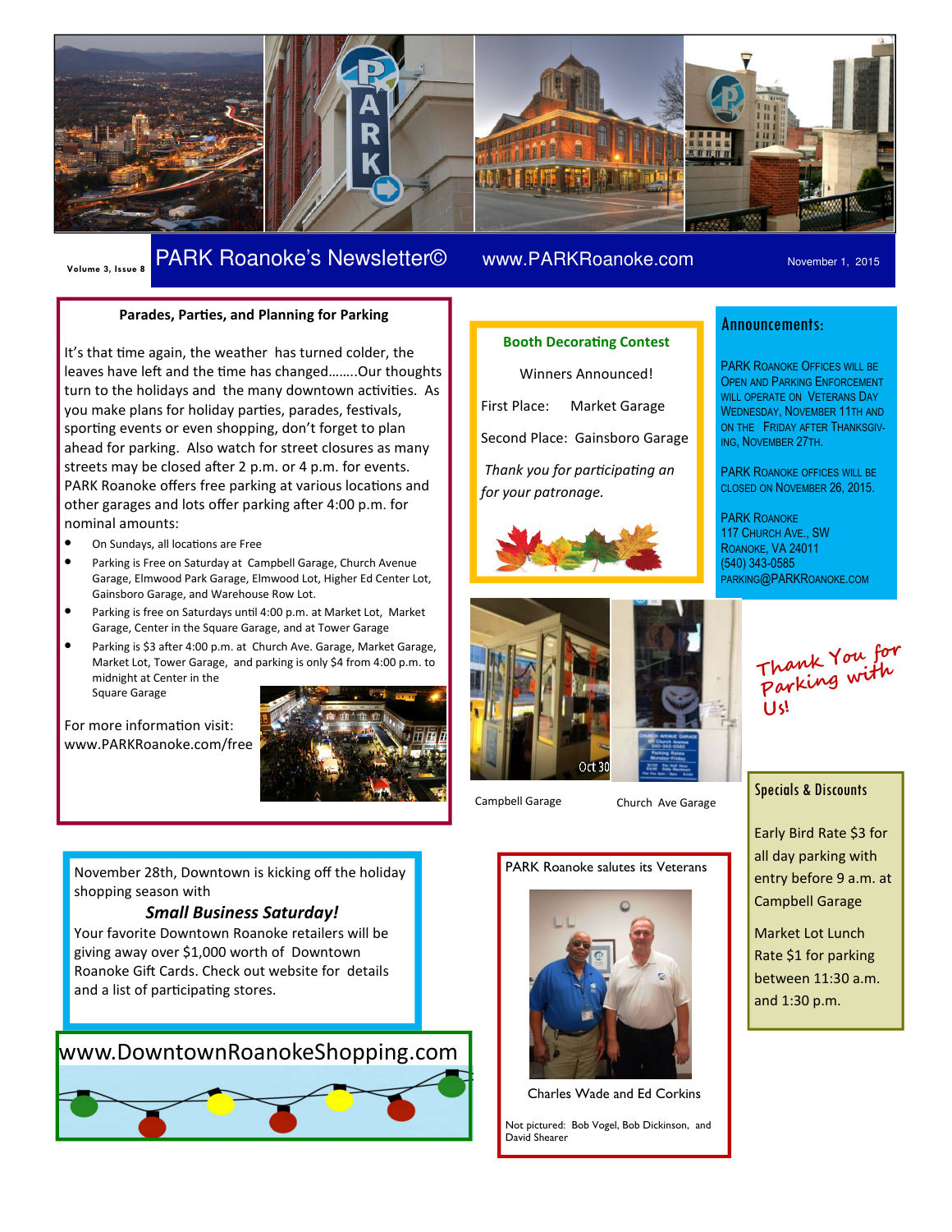# PARK Roanoke's Newsletter©

Volume 3, Issue 8 | www.PARKRoanoke.com | November 1, 2015

## Parades, Parties, and Planning for Parking

It's that time again, the weather has turned colder, the leaves have left and the time has changed……..Our thoughts turn to the holidays and the many downtown activities. As you make plans for holiday parties, parades, festivals, sporting events or even shopping, don't forget to plan ahead for parking. Also watch for street closures as many streets may be closed after 2 p.m. or 4 p.m. for events. PARK Roanoke offers free parking at various locations and other garages and lots offer parking after 4:00 p.m. for nominal amounts:

- On Sundays, all locations are Free
- Parking is Free on Saturday at Campbell Garage, Church Avenue Garage, Elmwood Park Garage, Elmwood Lot, Higher Ed Center Lot, Gainsboro Garage, and Warehouse Row Lot.
- Parking is free on Saturdays until 4:00 p.m. at Market Lot, Market Garage, Center in the Square Garage, and at Tower Garage
- Parking is $3 after 4:00 p.m. at Church Ave. Garage, Market Garage, Market Lot, Tower Garage, and parking is only $4 from 4:00 p.m. to midnight at Center in the Square Garage

For more information visit: www.PARKRoanoke.com/free

## Booth Decorating Contest

Winners Announced!

First Place: Market Garage

Second Place: Gainsboro Garage

*Thank you for participating an for your patronage.*

Campbell Garage

Church Ave Garage

## Announcements:

PARK ROANOKE OFFICES WILL BE OPEN AND PARKING ENFORCEMENT WILL OPERATE ON VETERANS DAY WEDNESDAY, NOVEMBER 11TH AND ON THE FRIDAY AFTER THANKSGIVING, NOVEMBER 27TH.

PARK ROANOKE OFFICES WILL BE CLOSED ON NOVEMBER 26, 2015.

PARK ROANOKE
117 CHURCH AVE., SW
ROANOKE, VA 24011
(540) 343-0585
PARKING@PARKROANOKE.COM

Thank You for Parking with Us!

## Specials & Discounts

Early Bird Rate $3 for all day parking with entry before 9 a.m. at Campbell Garage

Market Lot Lunch Rate $1 for parking between 11:30 a.m. and 1:30 p.m.

---

November 28th, Downtown is kicking off the holiday shopping season with

***Small Business Saturday!***

Your favorite Downtown Roanoke retailers will be giving away over $1,000 worth of Downtown Roanoke Gift Cards. Check out website for details and a list of participating stores.

www.DowntownRoanokeShopping.com

---

PARK Roanoke salutes its Veterans

Charles Wade and Ed Corkins

Not pictured: Bob Vogel, Bob Dickinson, and David Shearer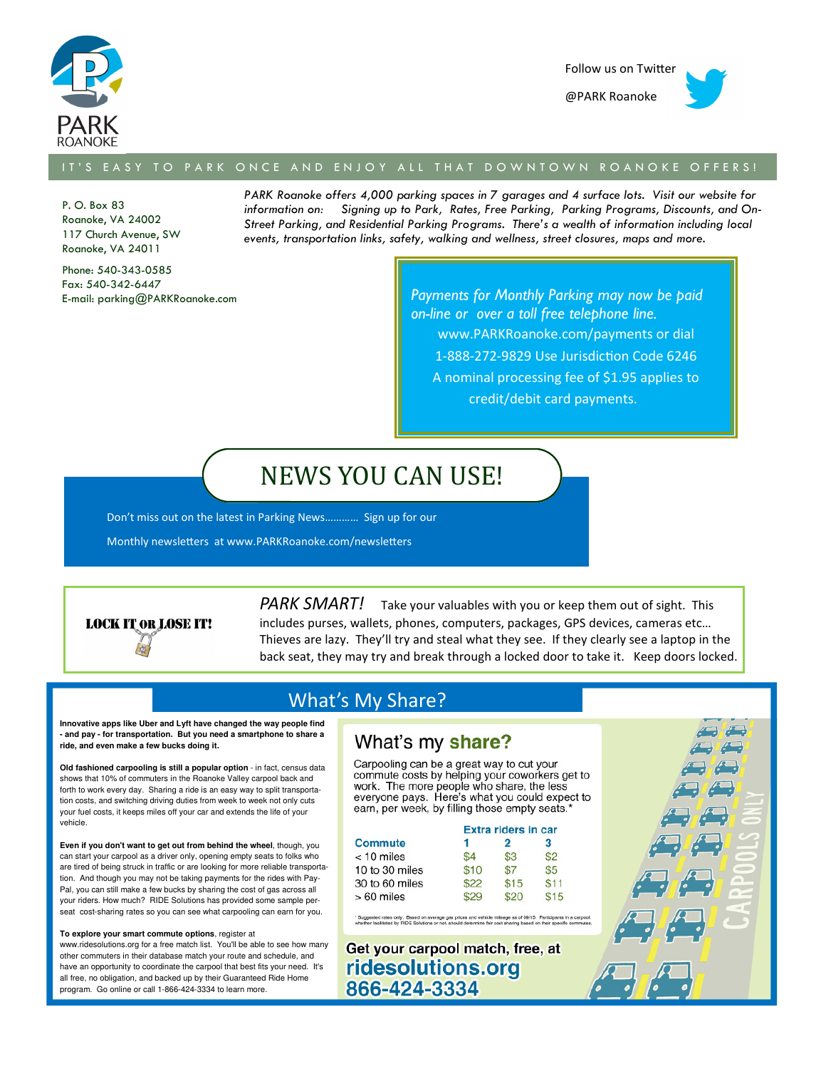PARK Roanoke

Follow us on Twitter

@PARK Roanoke

IT'S EASY TO PARK ONCE AND ENJOY ALL THAT DOWNTOWN ROANOKE OFFERS!

P. O. Box 83
Roanoke, VA 24002
117 Church Avenue, SW
Roanoke, VA 24011

Phone: 540-343-0585
Fax: 540-342-6447
E-mail: parking@PARKRoanoke.com

*PARK Roanoke offers 4,000 parking spaces in 7 garages and 4 surface lots. Visit our website for information on: Signing up to Park, Rates, Free Parking, Parking Programs, Discounts, and On-Street Parking, and Residential Parking Programs. There's a wealth of information including local events, transportation links, safety, walking and wellness, street closures, maps and more.*

*Payments for Monthly Parking may now be paid on-line or over a toll free telephone line.*
www.PARKRoanoke.com/payments or dial 1-888-272-9829 Use Jurisdiction Code 6246
A nominal processing fee of $1.95 applies to credit/debit card payments.

# NEWS YOU CAN USE!

Don't miss out on the latest in Parking News………… Sign up for our Monthly newsletters at www.PARKRoanoke.com/newsletters

**LOCK IT OR LOSE IT!**

*PARK SMART!* Take your valuables with you or keep them out of sight. This includes purses, wallets, phones, computers, packages, GPS devices, cameras etc… Thieves are lazy. They'll try and steal what they see. If they clearly see a laptop in the back seat, they may try and break through a locked door to take it. Keep doors locked.

## What's My Share?

**Innovative apps like Uber and Lyft have changed the way people find - and pay - for transportation. But you need a smartphone to share a ride, and even make a few bucks doing it.**

**Old fashioned carpooling is still a popular option** - in fact, census data shows that 10% of commuters in the Roanoke Valley carpool back and forth to work every day. Sharing a ride is an easy way to split transportation costs, and switching driving duties from week to week not only cuts your fuel costs, it keeps miles off your car and extends the life of your vehicle.

**Even if you don't want to get out from behind the wheel**, though, you can start your carpool as a driver only, opening empty seats to folks who are tired of being struck in traffic or are looking for more reliable transportation. And though you may not be taking payments for the rides with PayPal, you can still make a few bucks by sharing the cost of gas across all your riders. How much? RIDE Solutions has provided some sample per-seat cost-sharing rates so you can see what carpooling can earn for you.

**To explore your smart commute options**, register at www.ridesolutions.org for a free match list. You'll be able to see how many other commuters in their database match your route and schedule, and have an opportunity to coordinate the carpool that best fits your need. It's all free, no obligation, and backed up by their Guaranteed Ride Home program. Go online or call 1-866-424-3334 to learn more.

### What's my **share?**

Carpooling can be a great way to cut your commute costs by helping your coworkers get to work. The more people who share, the less everyone pays. Here's what you could expect to earn, per week, by filling those empty seats.*

| | Extra riders in car | | |
|---|---|---|---|
| **Commute** | **1** | **2** | **3** |
| < 10 miles | $4 | $3 | $2 |
| 10 to 30 miles | $10 | $7 | $5 |
| 30 to 60 miles | $22 | $15 | $11 |
| > 60 miles | $29 | $20 | $15 |

* Suggested rates only. Based on average gas prices and vehicle mileage as of 9/15. Participants in a carpool, whether facilitated by RIDE Solutions or not, should determine fair cost sharing based on their specific commutes.

**Get your carpool match, free, at**
**ridesolutions.org**
**866-424-3334**

CARPOOLS ONLY